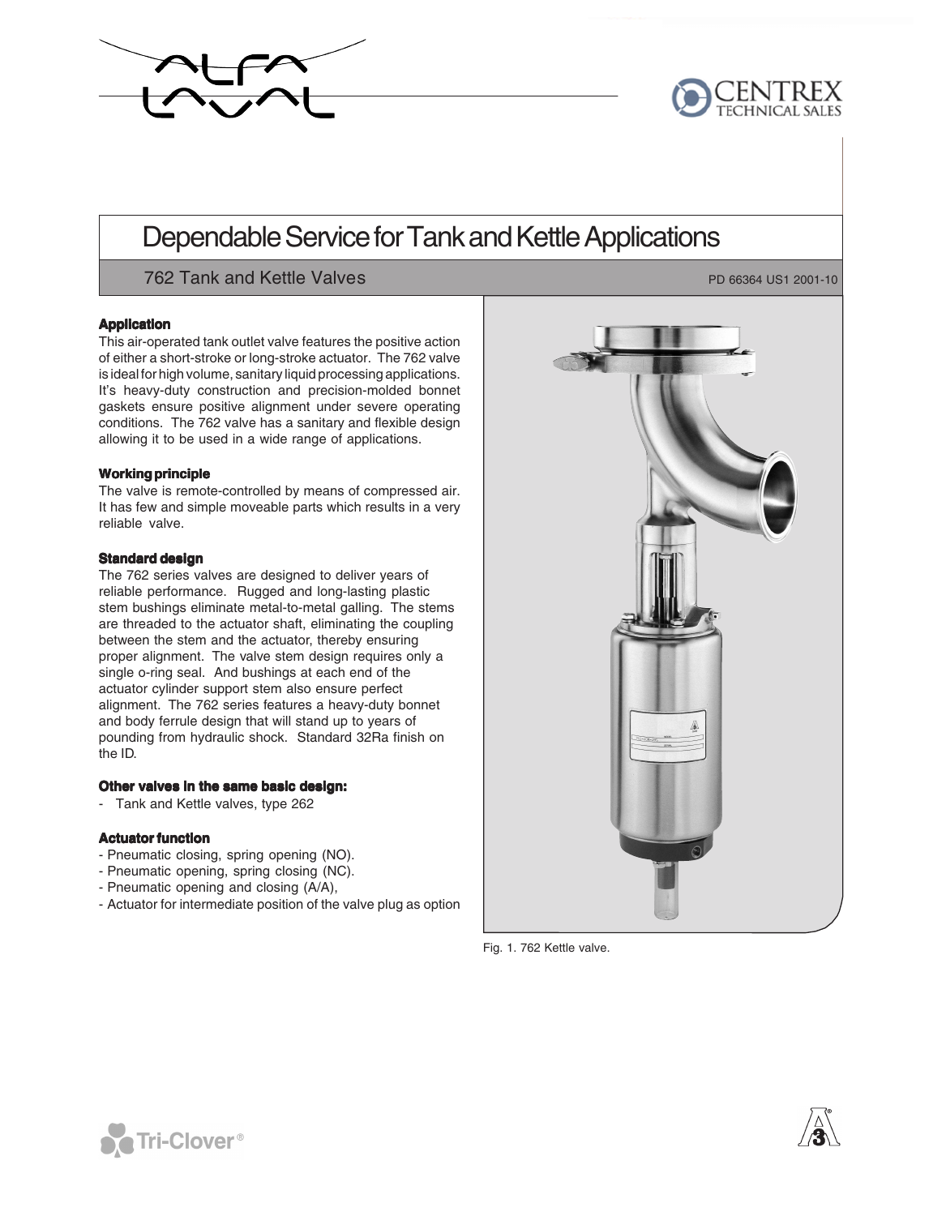# Dependable Service for Tank and Kettle Applications

## 762 Tank and Kettle Valves

PD 66364 US1 2001-10

### Application

This air-operated tank outlet valve features the positive action of either a short-stroke or long-stroke actuator. The 762 valve is ideal for high volume, sanitary liquid processing applications. It's heavy-duty construction and precision-molded bonnet gaskets ensure positive alignment under severe operating conditions. The 762 valve has a sanitary and flexible design allowing it to be used in a wide range of applications.

### Working principle

The valve is remote-controlled by means of compressed air. It has few and simple moveable parts which results in a very reliable valve.

### Standard design

The 762 series valves are designed to deliver years of reliable performance. Rugged and long-lasting plastic stem bushings eliminate metal-to-metal galling. The stems are threaded to the actuator shaft, eliminating the coupling between the stem and the actuator, thereby ensuring proper alignment. The valve stem design requires only a single o-ring seal. And bushings at each end of the actuator cylinder support stem also ensure perfect alignment. The 762 series features a heavy-duty bonnet and body ferrule design that will stand up to years of pounding from hydraulic shock. Standard 32Ra finish on the ID.

### Other valves in the same basic design:

- Tank and Kettle valves, type 262

### Actuator function

- Pneumatic closing, spring opening (NO).
- Pneumatic opening, spring closing (NC).
- Pneumatic opening and closing (A/A),
- Actuator for intermediate position of the valve plug as option

Fig. 1. 762 Kettle valve.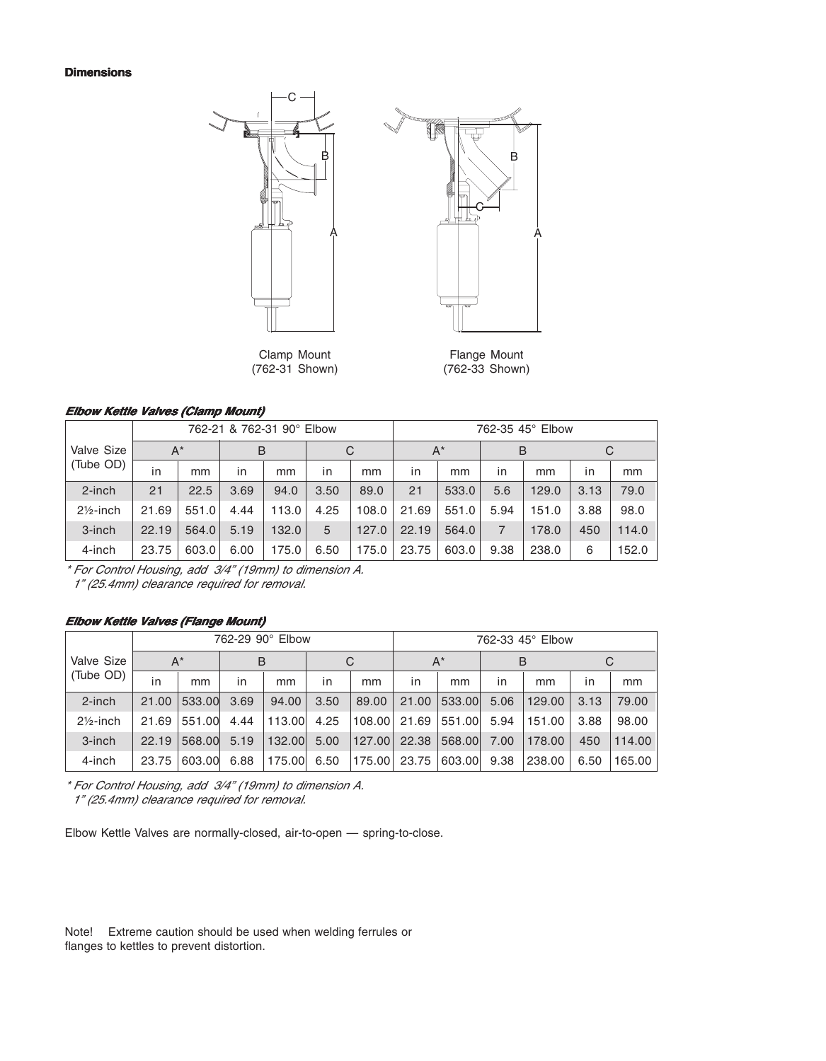**Dimensions**

Clamp Mount
(762-31 Shown)

Flange Mount
(762-33 Shown)

***Elbow Kettle Valves (Clamp Mount)***

| Valve Size (Tube OD) | 762-21 & 762-31 90° Elbow | | | | | | 762-35 45° Elbow | | | | | |
|---|---|---|---|---|---|---|---|---|---|---|---|---|
| | A* | | B | | C | | A* | | B | | C | |
| | in | mm | in | mm | in | mm | in | mm | in | mm | in | mm |
| 2-inch | 21 | 22.5 | 3.69 | 94.0 | 3.50 | 89.0 | 21 | 533.0 | 5.6 | 129.0 | 3.13 | 79.0 |
| 2½-inch | 21.69 | 551.0 | 4.44 | 113.0 | 4.25 | 108.0 | 21.69 | 551.0 | 5.94 | 151.0 | 3.88 | 98.0 |
| 3-inch | 22.19 | 564.0 | 5.19 | 132.0 | 5 | 127.0 | 22.19 | 564.0 | 7 | 178.0 | 450 | 114.0 |
| 4-inch | 23.75 | 603.0 | 6.00 | 175.0 | 6.50 | 175.0 | 23.75 | 603.0 | 9.38 | 238.0 | 6 | 152.0 |

*\* For Control Housing, add 3/4" (19mm) to dimension A.*
*1" (25.4mm) clearance required for removal.*

***Elbow Kettle Valves (Flange Mount)***

| Valve Size (Tube OD) | 762-29 90° Elbow | | | | | | 762-33 45° Elbow | | | | | |
|---|---|---|---|---|---|---|---|---|---|---|---|---|
| | A* | | B | | C | | A* | | B | | C | |
| | in | mm | in | mm | in | mm | in | mm | in | mm | in | mm |
| 2-inch | 21.00 | 533.00 | 3.69 | 94.00 | 3.50 | 89.00 | 21.00 | 533.00 | 5.06 | 129.00 | 3.13 | 79.00 |
| 2½-inch | 21.69 | 551.00 | 4.44 | 113.00 | 4.25 | 108.00 | 21.69 | 551.00 | 5.94 | 151.00 | 3.88 | 98.00 |
| 3-inch | 22.19 | 568.00 | 5.19 | 132.00 | 5.00 | 127.00 | 22.38 | 568.00 | 7.00 | 178.00 | 450 | 114.00 |
| 4-inch | 23.75 | 603.00 | 6.88 | 175.00 | 6.50 | 175.00 | 23.75 | 603.00 | 9.38 | 238.00 | 6.50 | 165.00 |

*\* For Control Housing, add 3/4" (19mm) to dimension A.*
*1" (25.4mm) clearance required for removal.*

Elbow Kettle Valves are normally-closed, air-to-open — spring-to-close.

Note! Extreme caution should be used when welding ferrules or flanges to kettles to prevent distortion.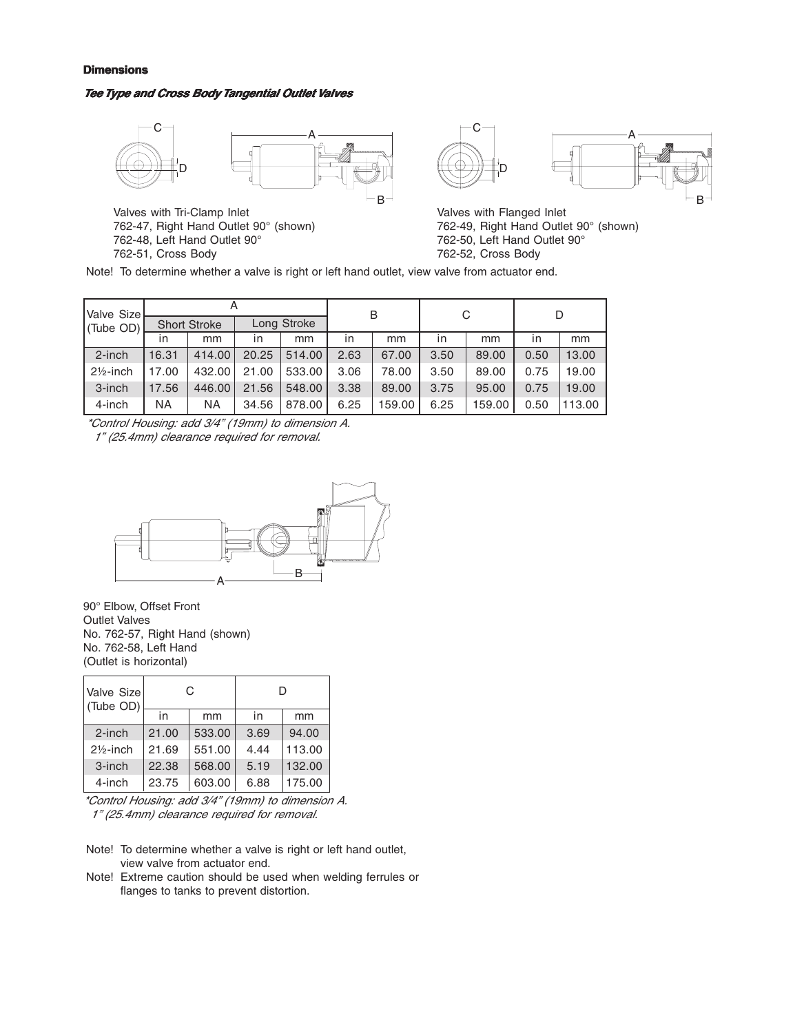**Dimensions**

***Tee Type and Cross Body Tangential Outlet Valves***

Valves with Tri-Clamp Inlet
762-47, Right Hand Outlet 90° (shown)
762-48, Left Hand Outlet 90°
762-51, Cross Body

Valves with Flanged Inlet
762-49, Right Hand Outlet 90° (shown)
762-50, Left Hand Outlet 90°
762-52, Cross Body

Note! To determine whether a valve is right or left hand outlet, view valve from actuator end.

| Valve Size (Tube OD) | A | | | | B | | C | | D | |
|---|---|---|---|---|---|---|---|---|---|---|
| | Short Stroke | | Long Stroke | | | | | | | |
| | in | mm | in | mm | in | mm | in | mm | in | mm |
| 2-inch | 16.31 | 414.00 | 20.25 | 514.00 | 2.63 | 67.00 | 3.50 | 89.00 | 0.50 | 13.00 |
| 2½-inch | 17.00 | 432.00 | 21.00 | 533.00 | 3.06 | 78.00 | 3.50 | 89.00 | 0.75 | 19.00 |
| 3-inch | 17.56 | 446.00 | 21.56 | 548.00 | 3.38 | 89.00 | 3.75 | 95.00 | 0.75 | 19.00 |
| 4-inch | NA | NA | 34.56 | 878.00 | 6.25 | 159.00 | 6.25 | 159.00 | 0.50 | 113.00 |

*\*Control Housing: add 3/4" (19mm) to dimension A.*
*1" (25.4mm) clearance required for removal.*

90° Elbow, Offset Front
Outlet Valves
No. 762-57, Right Hand (shown)
No. 762-58, Left Hand
(Outlet is horizontal)

| Valve Size (Tube OD) | C | | D | |
|---|---|---|---|---|
| | in | mm | in | mm |
| 2-inch | 21.00 | 533.00 | 3.69 | 94.00 |
| 2½-inch | 21.69 | 551.00 | 4.44 | 113.00 |
| 3-inch | 22.38 | 568.00 | 5.19 | 132.00 |
| 4-inch | 23.75 | 603.00 | 6.88 | 175.00 |

*\*Control Housing: add 3/4" (19mm) to dimension A.*
*1" (25.4mm) clearance required for removal.*

Note! To determine whether a valve is right or left hand outlet, view valve from actuator end.

Note! Extreme caution should be used when welding ferrules or flanges to tanks to prevent distortion.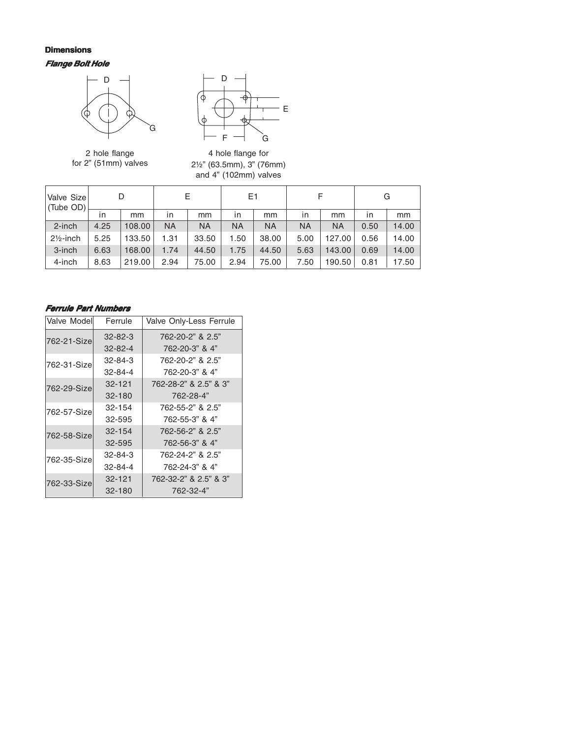**Dimensions**

***Flange Bolt Hole***

2 hole flange for 2" (51mm) valves

4 hole flange for 2½" (63.5mm), 3" (76mm) and 4" (102mm) valves

| Valve Size (Tube OD) | D | | E | | E1 | | F | | G | |
|---|---|---|---|---|---|---|---|---|---|---|
| | in | mm | in | mm | in | mm | in | mm | in | mm |
| 2-inch | 4.25 | 108.00 | NA | NA | NA | NA | NA | NA | 0.50 | 14.00 |
| 2½-inch | 5.25 | 133.50 | 1.31 | 33.50 | 1.50 | 38.00 | 5.00 | 127.00 | 0.56 | 14.00 |
| 3-inch | 6.63 | 168.00 | 1.74 | 44.50 | 1.75 | 44.50 | 5.63 | 143.00 | 0.69 | 14.00 |
| 4-inch | 8.63 | 219.00 | 2.94 | 75.00 | 2.94 | 75.00 | 7.50 | 190.50 | 0.81 | 17.50 |

***Ferrule Part Numbers***

| Valve Model | Ferrule | Valve Only-Less Ferrule |
|---|---|---|
| 762-21-Size | 32-82-3 | 762-20-2" & 2.5" |
| | 32-82-4 | 762-20-3" & 4" |
| 762-31-Size | 32-84-3 | 762-20-2" & 2.5" |
| | 32-84-4 | 762-20-3" & 4" |
| 762-29-Size | 32-121 | 762-28-2" & 2.5" & 3" |
| | 32-180 | 762-28-4" |
| 762-57-Size | 32-154 | 762-55-2" & 2.5" |
| | 32-595 | 762-55-3" & 4" |
| 762-58-Size | 32-154 | 762-56-2" & 2.5" |
| | 32-595 | 762-56-3" & 4" |
| 762-35-Size | 32-84-3 | 762-24-2" & 2.5" |
| | 32-84-4 | 762-24-3" & 4" |
| 762-33-Size | 32-121 | 762-32-2" & 2.5" & 3" |
| | 32-180 | 762-32-4" |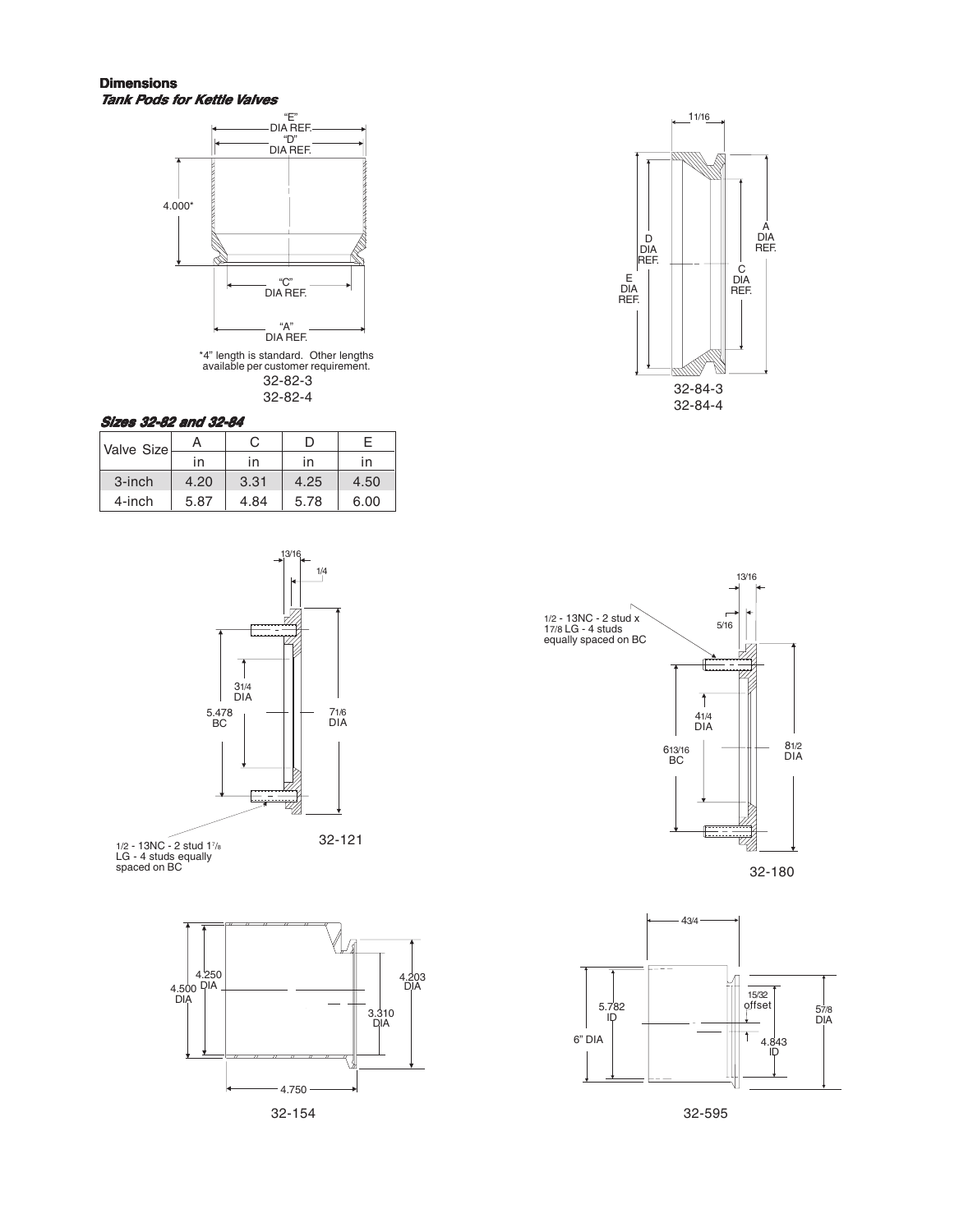## Dimensions

### *Tank Pods for Kettle Valves*

"E" DIA REF.

"D" DIA REF.

4.000*

"C" DIA REF.

"A" DIA REF.

*4" length is standard. Other lengths available per customer requirement.

32-82-3
32-82-4

11/16

D DIA REF.

E DIA REF.

A DIA REF.

C DIA REF.

32-84-3
32-84-4

### *Sizes 32-82 and 32-84*

| Valve Size | A | C | D | E |
|---|---|---|---|---|
| | in | in | in | in |
| 3-inch | 4.20 | 3.31 | 4.25 | 4.50 |
| 4-inch | 5.87 | 4.84 | 5.78 | 6.00 |

13/16

1/4

3 1/4 DIA

5.478 BC

7 1/6 DIA

1/2 - 13NC - 2 stud 1 7/8 LG - 4 studs equally spaced on BC

32-121

13/16

1/2 - 13NC - 2 stud x 1 7/8 LG - 4 studs equally spaced on BC

5/16

4 1/4 DIA

6 13/16 BC

8 1/2 DIA

32-180

4.500 DIA

4.250 DIA

4.203 DIA

3.310 DIA

4.750

32-154

4 3/4

5.782 ID

6" DIA

15/32 offset

4.843 ID

5 7/8 DIA

32-595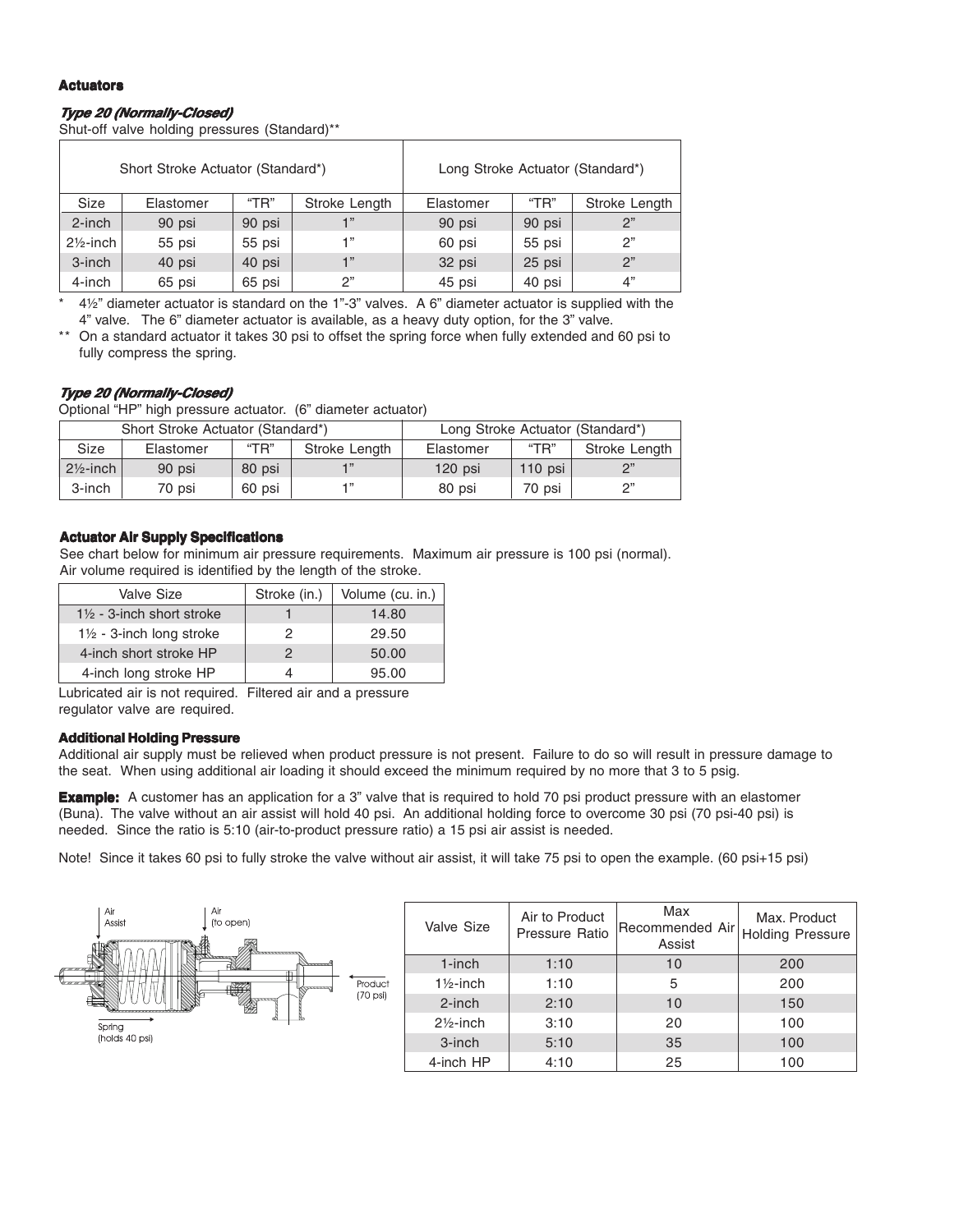### Actuators

#### *Type 20 (Normally-Closed)*

Shut-off valve holding pressures (Standard)**

| Short Stroke Actuator (Standard*) | | | | Long Stroke Actuator (Standard*) | | |
|---|---|---|---|---|---|---|
| Size | Elastomer | "TR" | Stroke Length | Elastomer | "TR" | Stroke Length |
| 2-inch | 90 psi | 90 psi | 1" | 90 psi | 90 psi | 2" |
| 2½-inch | 55 psi | 55 psi | 1" | 60 psi | 55 psi | 2" |
| 3-inch | 40 psi | 40 psi | 1" | 32 psi | 25 psi | 2" |
| 4-inch | 65 psi | 65 psi | 2" | 45 psi | 40 psi | 4" |

\* 4½" diameter actuator is standard on the 1"-3" valves. A 6" diameter actuator is supplied with the 4" valve. The 6" diameter actuator is available, as a heavy duty option, for the 3" valve.

** On a standard actuator it takes 30 psi to offset the spring force when fully extended and 60 psi to fully compress the spring.

#### *Type 20 (Normally-Closed)*

Optional "HP" high pressure actuator. (6" diameter actuator)

| Short Stroke Actuator (Standard*) | | | | Long Stroke Actuator (Standard*) | | |
|---|---|---|---|---|---|---|
| Size | Elastomer | "TR" | Stroke Length | Elastomer | "TR" | Stroke Length |
| 2½-inch | 90 psi | 80 psi | 1" | 120 psi | 110 psi | 2" |
| 3-inch | 70 psi | 60 psi | 1" | 80 psi | 70 psi | 2" |

### Actuator Air Supply Specifications

See chart below for minimum air pressure requirements. Maximum air pressure is 100 psi (normal). Air volume required is identified by the length of the stroke.

| Valve Size | Stroke (in.) | Volume (cu. in.) |
|---|---|---|
| 1½ - 3-inch short stroke | 1 | 14.80 |
| 1½ - 3-inch long stroke | 2 | 29.50 |
| 4-inch short stroke HP | 2 | 50.00 |
| 4-inch long stroke HP | 4 | 95.00 |

Lubricated air is not required. Filtered air and a pressure regulator valve are required.

### Additional Holding Pressure

Additional air supply must be relieved when product pressure is not present. Failure to do so will result in pressure damage to the seat. When using additional air loading it should exceed the minimum required by no more that 3 to 5 psig.

**Example:** A customer has an application for a 3" valve that is required to hold 70 psi product pressure with an elastomer (Buna). The valve without an air assist will hold 40 psi. An additional holding force to overcome 30 psi (70 psi-40 psi) is needed. Since the ratio is 5:10 (air-to-product pressure ratio) a 15 psi air assist is needed.

Note! Since it takes 60 psi to fully stroke the valve without air assist, it will take 75 psi to open the example. (60 psi+15 psi)

Air Assist | Air (to open) | Product (70 psi) | Spring (holds 40 psi)

| Valve Size | Air to Product Pressure Ratio | Max Recommended Air Assist | Max. Product Holding Pressure |
|---|---|---|---|
| 1-inch | 1:10 | 10 | 200 |
| 1½-inch | 1:10 | 5 | 200 |
| 2-inch | 2:10 | 10 | 150 |
| 2½-inch | 3:10 | 20 | 100 |
| 3-inch | 5:10 | 35 | 100 |
| 4-inch HP | 4:10 | 25 | 100 |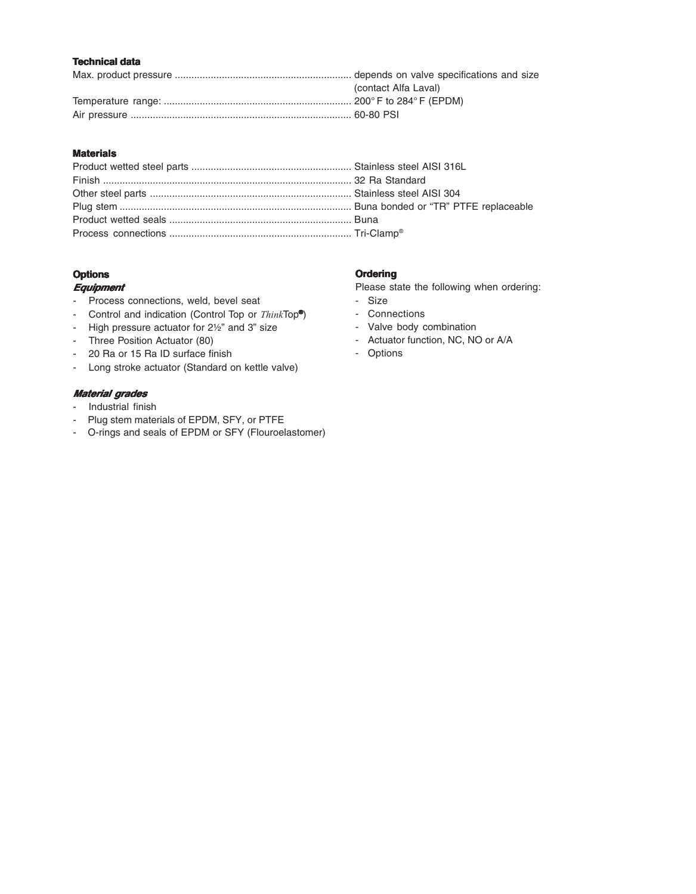### Technical data

| | |
|---|---|
| Max. product pressure | depends on valve specifications and size (contact Alfa Laval) |
| Temperature range: | 200° F to 284° F (EPDM) |
| Air pressure | 60-80 PSI |

### Materials

| | |
|---|---|
| Product wetted steel parts | Stainless steel AISI 316L |
| Finish | 32 Ra Standard |
| Other steel parts | Stainless steel AISI 304 |
| Plug stem | Buna bonded or "TR" PTFE replaceable |
| Product wetted seals | Buna |
| Process connections | Tri-Clamp® |

### Options

#### *Equipment*

- Process connections, weld, bevel seat
- Control and indication (Control Top or *Think*Top®)
- High pressure actuator for 2½" and 3" size
- Three Position Actuator (80)
- 20 Ra or 15 Ra ID surface finish
- Long stroke actuator (Standard on kettle valve)

#### *Material grades*

- Industrial finish
- Plug stem materials of EPDM, SFY, or PTFE
- O-rings and seals of EPDM or SFY (Flouroelastomer)

### Ordering

Please state the following when ordering:

- Size
- Connections
- Valve body combination
- Actuator function, NC, NO or A/A
- Options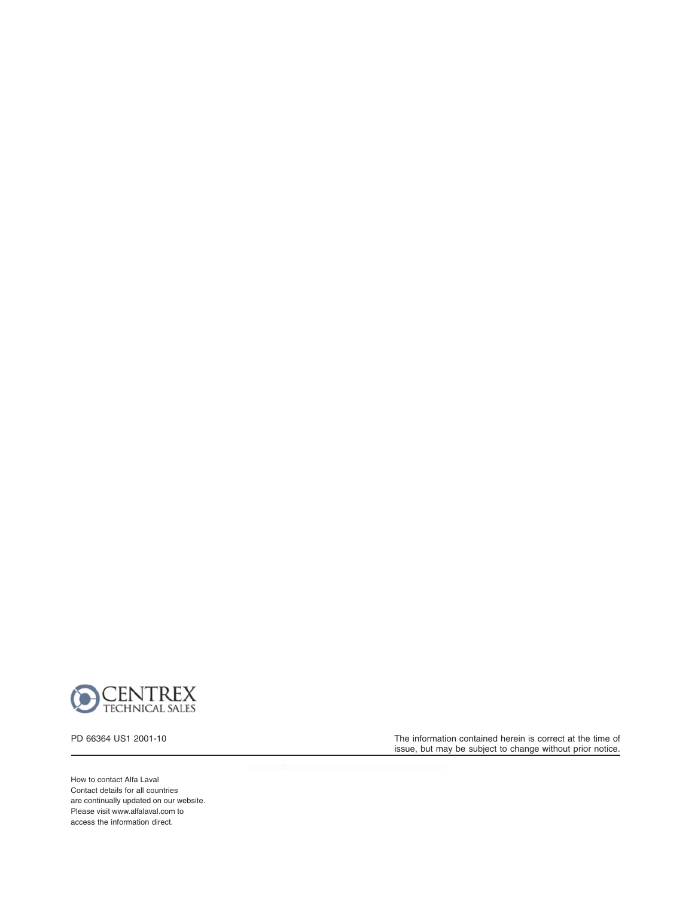CENTREX
TECHNICAL SALES

PD 66364 US1 2001-10

The information contained herein is correct at the time of issue, but may be subject to change without prior notice.

How to contact Alfa Laval
Contact details for all countries
are continually updated on our website.
Please visit www.alfalaval.com to
access the information direct.